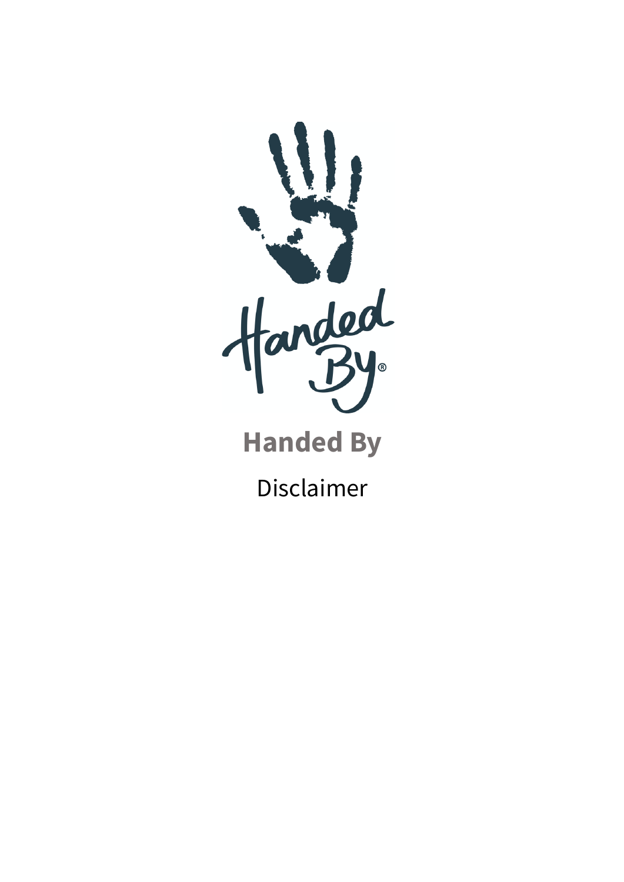# Handed By

Disclaimer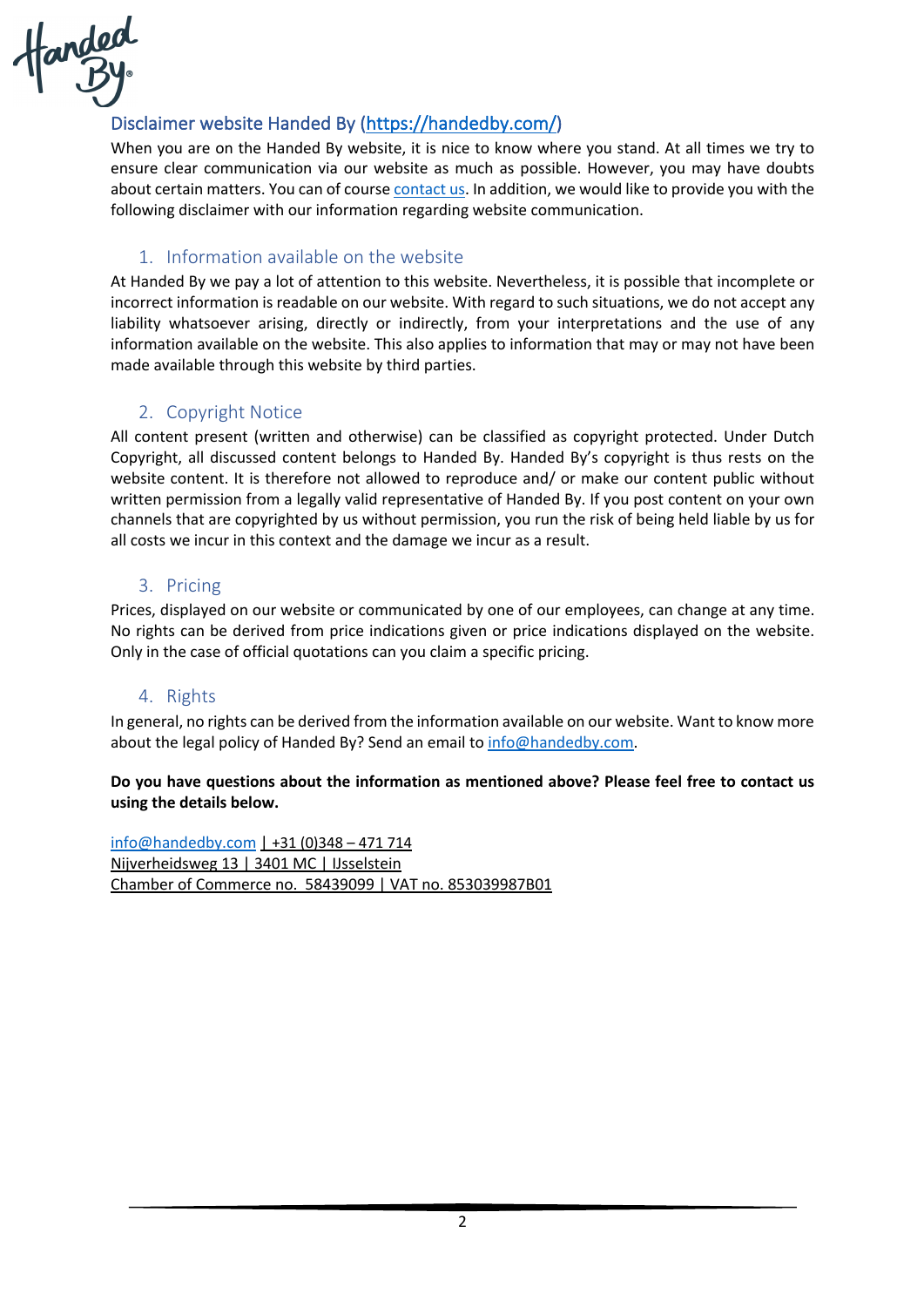## Disclaimer website Handed By (https://handedby.com/)

When you are on the Handed By website, it is nice to know where you stand. At all times we try to ensure clear communication via our website as much as possible. However, you may have doubts about certain matters. You can of course contact us. In addition, we would like to provide you with the following disclaimer with our information regarding website communication.

### 1. Information available on the website

At Handed By we pay a lot of attention to this website. Nevertheless, it is possible that incomplete or incorrect information is readable on our website. With regard to such situations, we do not accept any liability whatsoever arising, directly or indirectly, from your interpretations and the use of any information available on the website. This also applies to information that may or may not have been made available through this website by third parties.

### 2. Copyright Notice

All content present (written and otherwise) can be classified as copyright protected. Under Dutch Copyright, all discussed content belongs to Handed By. Handed By's copyright is thus rests on the website content. It is therefore not allowed to reproduce and/ or make our content public without written permission from a legally valid representative of Handed By. If you post content on your own channels that are copyrighted by us without permission, you run the risk of being held liable by us for all costs we incur in this context and the damage we incur as a result.

### 3. Pricing

Prices, displayed on our website or communicated by one of our employees, can change at any time. No rights can be derived from price indications given or price indications displayed on the website. Only in the case of official quotations can you claim a specific pricing.

### 4. Rights

In general, no rights can be derived from the information available on our website. Want to know more about the legal policy of Handed By? Send an email to info@handedby.com.

**Do you have questions about the information as mentioned above? Please feel free to contact us using the details below.**

info@handedby.com | +31 (0)348 – 471 714
Nijverheidsweg 13 | 3401 MC | IJsselstein
Chamber of Commerce no. 58439099 | VAT no. 853039987B01